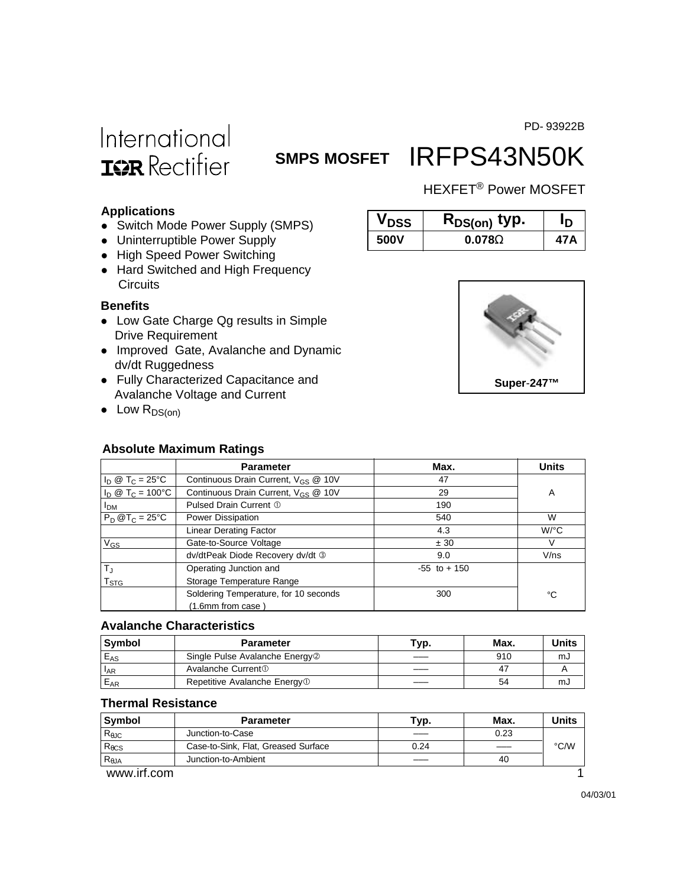PD- 93922B

International IOR Rectifier

# SMPS MOSFET IRFPS43N50K

HEXFET® Power MOSFET

### Applications

- Switch Mode Power Supply (SMPS)
- Uninterruptible Power Supply
- High Speed Power Switching
- Hard Switched and High Frequency Circuits

| $V_{DSS}$ | $R_{DS(on)}$ typ. | $I_D$ |
|---|---|---|
| 500V | 0.078Ω | 47A |

### Benefits

- Low Gate Charge Qg results in Simple Drive Requirement
- Improved Gate, Avalanche and Dynamic dv/dt Ruggedness
- Fully Characterized Capacitance and Avalanche Voltage and Current
- Low $R_{DS(on)}$

Super-247™

### Absolute Maximum Ratings

| | Parameter | Max. | Units |
|---|---|---|---|
| $I_D$ @ $T_C$ = 25°C | Continuous Drain Current, $V_{GS}$ @ 10V | 47 | A |
| $I_D$ @ $T_C$ = 100°C | Continuous Drain Current, $V_{GS}$ @ 10V | 29 | |
| $I_{DM}$ | Pulsed Drain Current ① | 190 | |
| $P_D$ @$T_C$ = 25°C | Power Dissipation | 540 | W |
| | Linear Derating Factor | 4.3 | W/°C |
| $V_{GS}$ | Gate-to-Source Voltage | ± 30 | V |
| | dv/dtPeak Diode Recovery dv/dt ③ | 9.0 | V/ns |
| $T_J$<br>$T_{STG}$ | Operating Junction and<br>Storage Temperature Range | -55 to + 150 | °C |
| | Soldering Temperature, for 10 seconds<br>(1.6mm from case ) | 300 | |

### Avalanche Characteristics

| Symbol | Parameter | Typ. | Max. | Units |
|---|---|---|---|---|
| $E_{AS}$ | Single Pulse Avalanche Energy② | —— | 910 | mJ |
| $I_{AR}$ | Avalanche Current① | —— | 47 | A |
| $E_{AR}$ | Repetitive Avalanche Energy① | —— | 54 | mJ |

### Thermal Resistance

| Symbol | Parameter | Typ. | Max. | Units |
|---|---|---|---|---|
| $R_{\theta JC}$ | Junction-to-Case | —— | 0.23 | °C/W |
| $R_{\theta CS}$ | Case-to-Sink, Flat, Greased Surface | 0.24 | —— | |
| $R_{\theta JA}$ | Junction-to-Ambient | —— | 40 | |

www.irf.com

04/03/01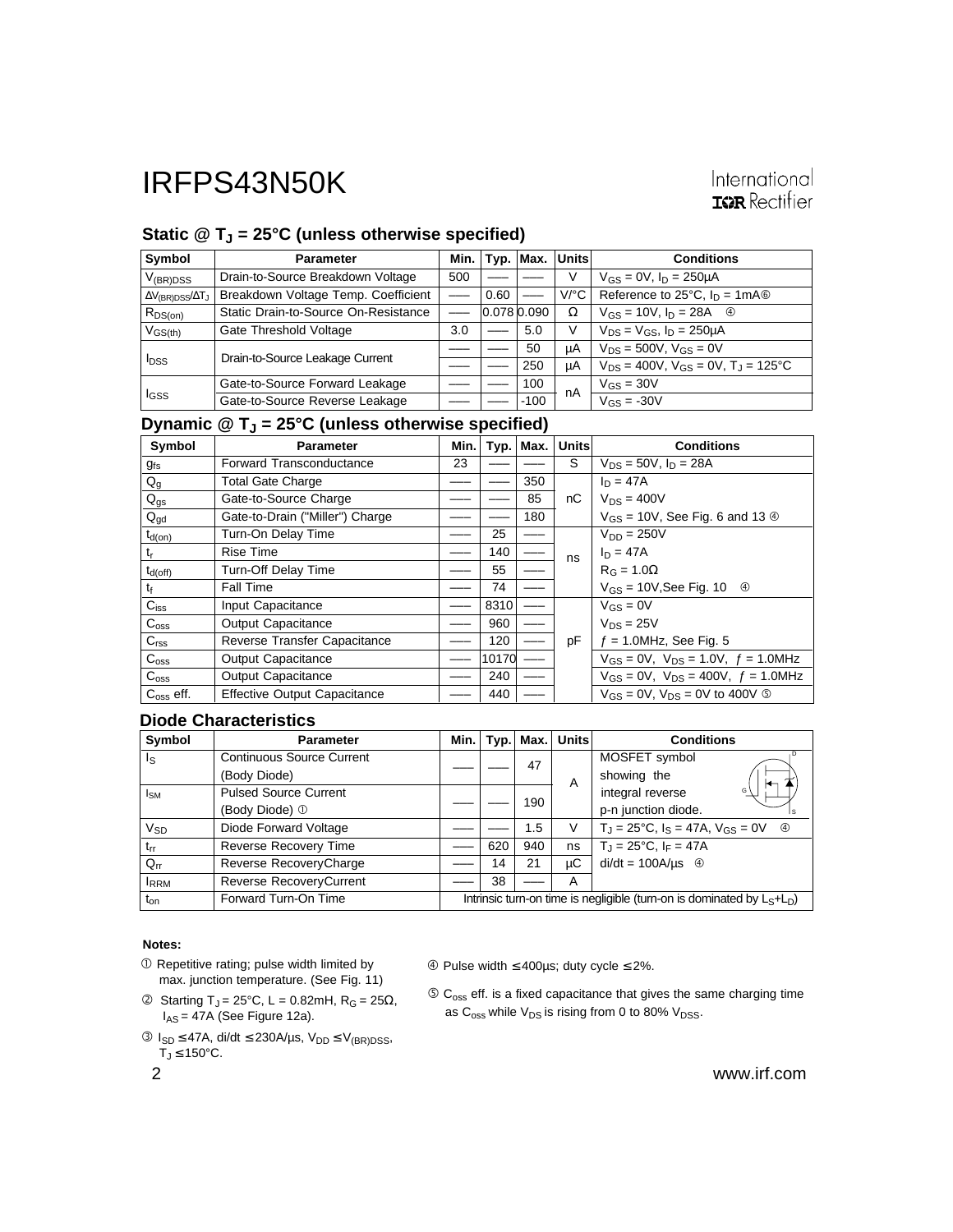### Static @ $T_J$ = 25°C (unless otherwise specified)

| Symbol | Parameter | Min. | Typ. | Max. | Units | Conditions |
|---|---|---|---|---|---|---|
| $V_{(BR)DSS}$ | Drain-to-Source Breakdown Voltage | 500 | —— | —— | V | $V_{GS}$ = 0V, $I_D$ = 250μA |
| $\Delta V_{(BR)DSS}/\Delta T_J$ | Breakdown Voltage Temp. Coefficient | —— | 0.60 | —— | V/°C | Reference to 25°C, $I_D$ = 1mA ⑥ |
| $R_{DS(on)}$ | Static Drain-to-Source On-Resistance | —— | 0.078 | 0.090 | Ω | $V_{GS}$ = 10V, $I_D$ = 28A ④ |
| $V_{GS(th)}$ | Gate Threshold Voltage | 3.0 | —— | 5.0 | V | $V_{DS}$ = $V_{GS}$, $I_D$ = 250μA |
| $I_{DSS}$ | Drain-to-Source Leakage Current | —— | —— | 50 | μA | $V_{DS}$ = 500V, $V_{GS}$ = 0V |
| | | —— | —— | 250 | μA | $V_{DS}$ = 400V, $V_{GS}$ = 0V, $T_J$ = 125°C |
| $I_{GSS}$ | Gate-to-Source Forward Leakage | —— | —— | 100 | nA | $V_{GS}$ = 30V |
| | Gate-to-Source Reverse Leakage | —— | —— | -100 | | $V_{GS}$ = -30V |

### Dynamic @ $T_J$ = 25°C (unless otherwise specified)

| Symbol | Parameter | Min. | Typ. | Max. | Units | Conditions |
|---|---|---|---|---|---|---|
| $g_{fs}$ | Forward Transconductance | 23 | —— | —— | S | $V_{DS}$ = 50V, $I_D$ = 28A |
| $Q_g$ | Total Gate Charge | —— | —— | 350 | nC | $I_D$ = 47A |
| $Q_{gs}$ | Gate-to-Source Charge | —— | —— | 85 | | $V_{DS}$ = 400V |
| $Q_{gd}$ | Gate-to-Drain ("Miller") Charge | —— | —— | 180 | | $V_{GS}$ = 10V, See Fig. 6 and 13 ④ |
| $t_{d(on)}$ | Turn-On Delay Time | —— | 25 | —— | ns | $V_{DD}$ = 250V |
| $t_r$ | Rise Time | —— | 140 | —— | | $I_D$ = 47A |
| $t_{d(off)}$ | Turn-Off Delay Time | —— | 55 | —— | | $R_G$ = 1.0Ω |
| $t_f$ | Fall Time | —— | 74 | —— | | $V_{GS}$ = 10V,See Fig. 10 ④ |
| $C_{iss}$ | Input Capacitance | —— | 8310 | —— | pF | $V_{GS}$ = 0V |
| $C_{oss}$ | Output Capacitance | —— | 960 | —— | | $V_{DS}$ = 25V |
| $C_{rss}$ | Reverse Transfer Capacitance | —— | 120 | —— | | $f$ = 1.0MHz, See Fig. 5 |
| $C_{oss}$ | Output Capacitance | —— | 10170 | —— | | $V_{GS}$ = 0V, $V_{DS}$ = 1.0V, $f$ = 1.0MHz |
| $C_{oss}$ | Output Capacitance | —— | 240 | —— | | $V_{GS}$ = 0V, $V_{DS}$ = 400V, $f$ = 1.0MHz |
| $C_{oss}$ eff. | Effective Output Capacitance | —— | 440 | —— | | $V_{GS}$ = 0V, $V_{DS}$ = 0V to 400V ⑤ |

### Diode Characteristics

| Symbol | Parameter | Min. | Typ. | Max. | Units | Conditions |
|---|---|---|---|---|---|---|
| $I_S$ | Continuous Source Current (Body Diode) | —— | —— | 47 | A | MOSFET symbol showing the integral reverse p-n junction diode. |
| $I_{SM}$ | Pulsed Source Current (Body Diode) ① | —— | —— | 190 | | |
| $V_{SD}$ | Diode Forward Voltage | —— | —— | 1.5 | V | $T_J$ = 25°C, $I_S$ = 47A, $V_{GS}$ = 0V ④ |
| $t_{rr}$ | Reverse Recovery Time | —— | 620 | 940 | ns | $T_J$ = 25°C, $I_F$ = 47A |
| $Q_{rr}$ | Reverse RecoveryCharge | —— | 14 | 21 | μC | di/dt = 100A/μs ④ |
| $I_{RRM}$ | Reverse RecoveryCurrent | —— | 38 | —— | A | |
| $t_{on}$ | Forward Turn-On Time | Intrinsic turn-on time is negligible (turn-on is dominated by $L_S$+$L_D$) | | | | |

**Notes:**

① Repetitive rating; pulse width limited by max. junction temperature. (See Fig. 11)

② Starting $T_J$ = 25°C, L = 0.82mH, $R_G$ = 25Ω, $I_{AS}$ = 47A (See Figure 12a).

③ $I_{SD} \leq$ 47A, di/dt $\leq$ 230A/μs, $V_{DD} \leq V_{(BR)DSS}$, $T_J \leq$ 150°C.

④ Pulse width $\leq$ 400μs; duty cycle $\leq$ 2%.

⑤ $C_{oss}$ eff. is a fixed capacitance that gives the same charging time as $C_{oss}$ while $V_{DS}$ is rising from 0 to 80% $V_{DSS}$.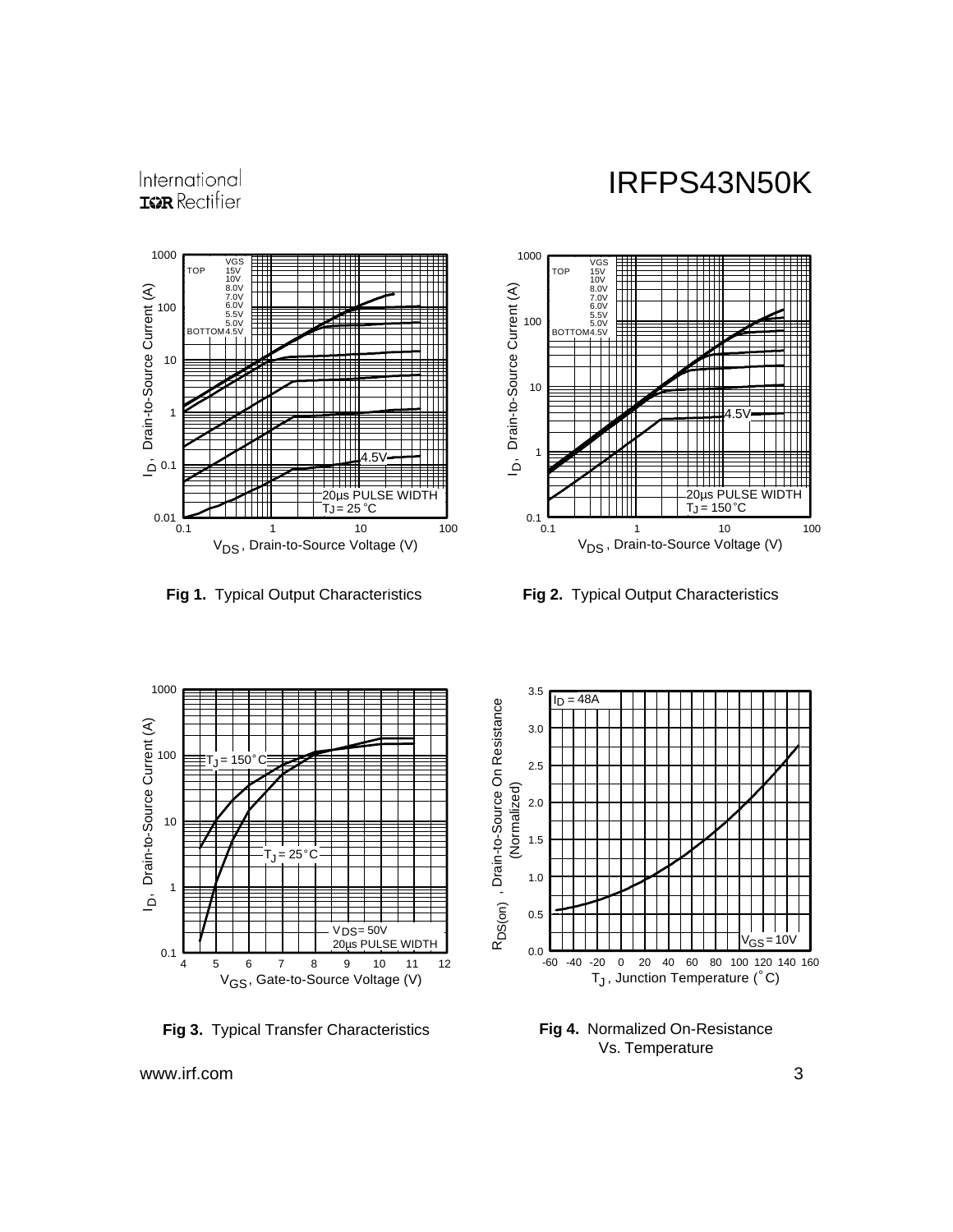**Fig 1.** Typical Output Characteristics

**Fig 2.** Typical Output Characteristics

**Fig 3.** Typical Transfer Characteristics

**Fig 4.** Normalized On-Resistance Vs. Temperature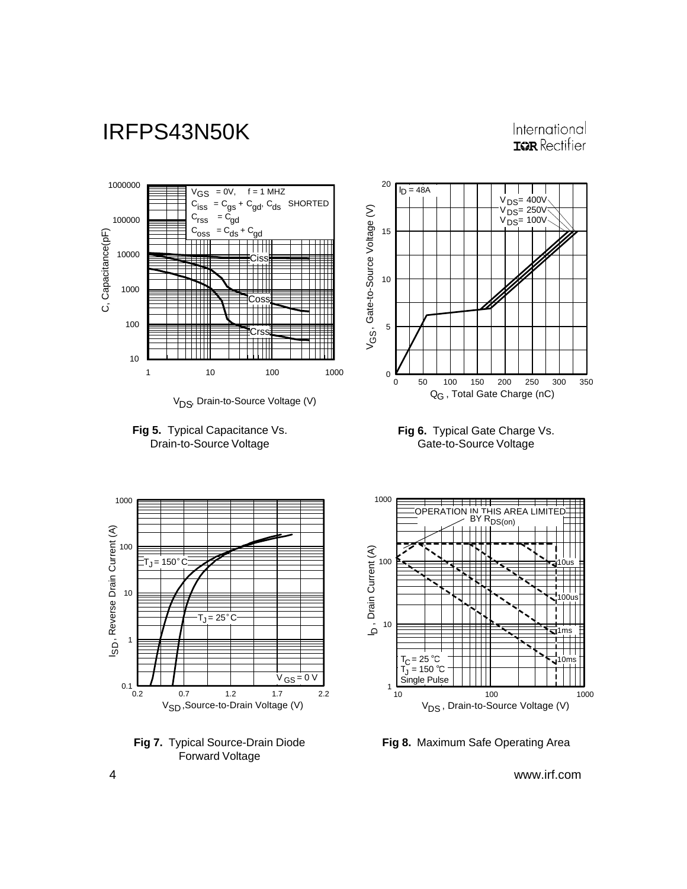**Fig 5.** Typical Capacitance Vs. Drain-to-Source Voltage

**Fig 6.** Typical Gate Charge Vs. Gate-to-Source Voltage

**Fig 7.** Typical Source-Drain Diode Forward Voltage

**Fig 8.** Maximum Safe Operating Area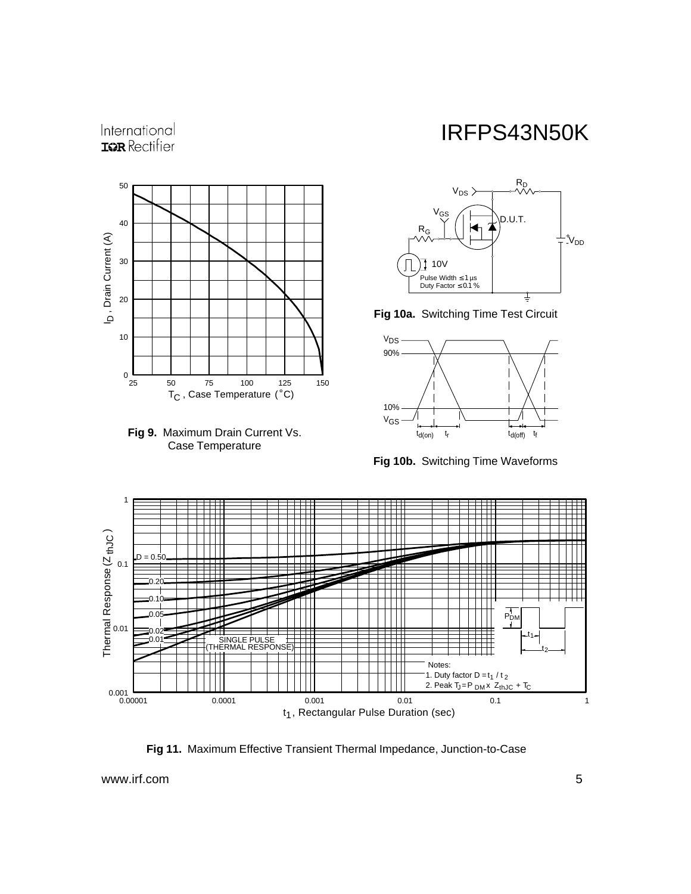**Fig 9.** Maximum Drain Current Vs. Case Temperature

**Fig 10a.** Switching Time Test Circuit

**Fig 10b.** Switching Time Waveforms

**Fig 11.** Maximum Effective Transient Thermal Impedance, Junction-to-Case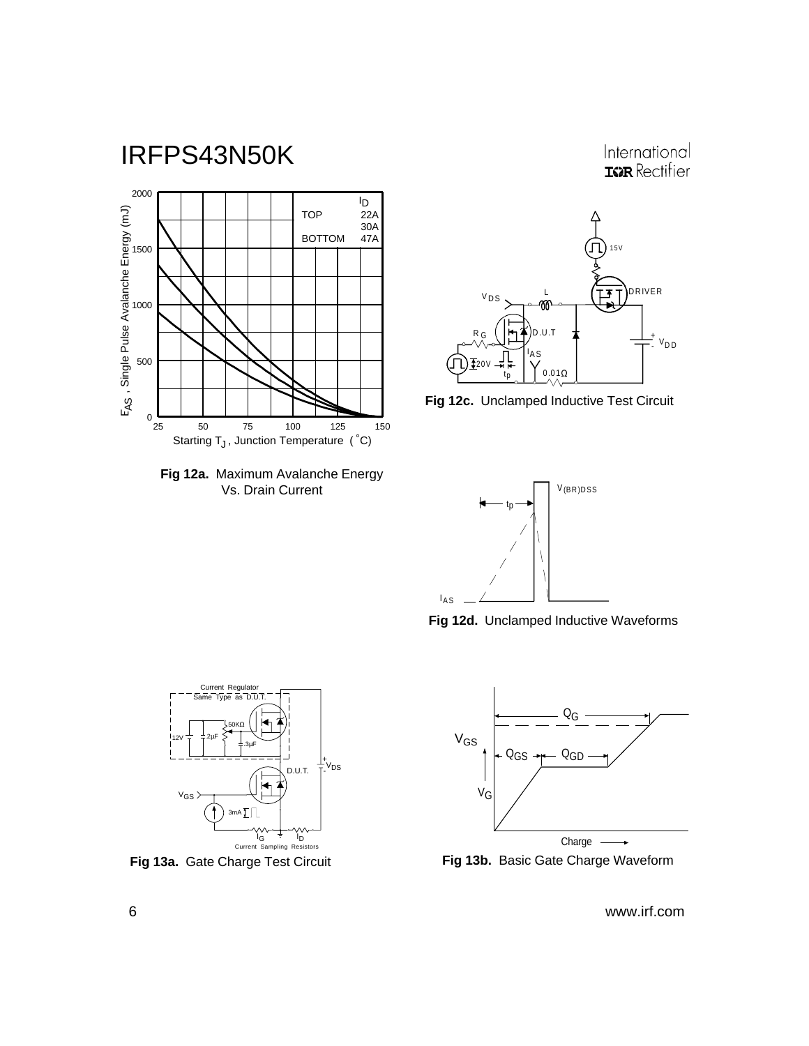Fig 12a. Maximum Avalanche Energy Vs. Drain Current

Fig 12c. Unclamped Inductive Test Circuit

Fig 12d. Unclamped Inductive Waveforms

Fig 13a. Gate Charge Test Circuit

Fig 13b. Basic Gate Charge Waveform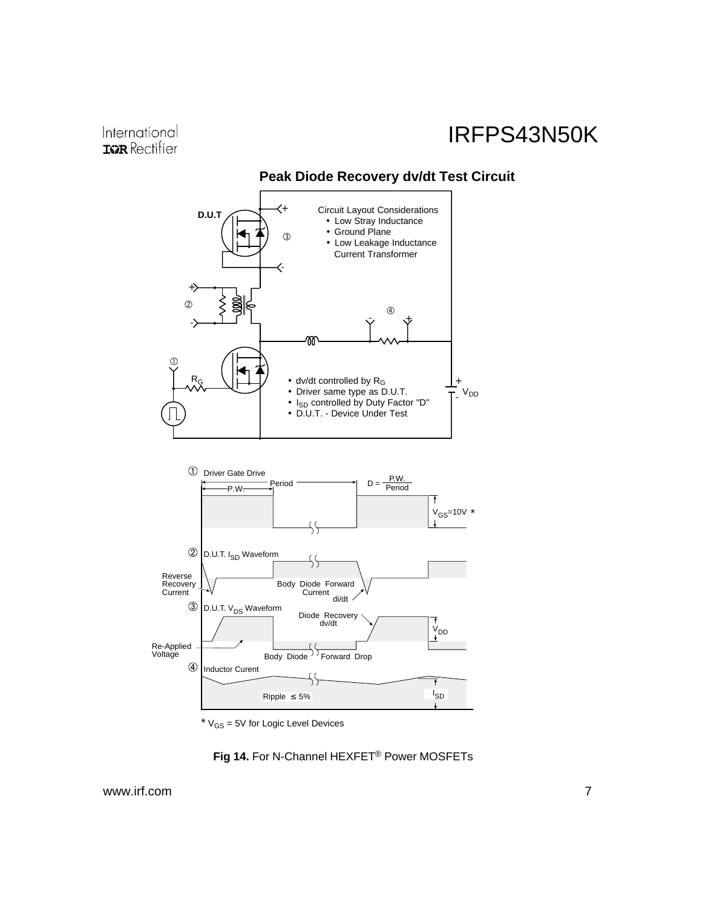## Peak Diode Recovery dv/dt Test Circuit

D.U.T

Circuit Layout Considerations
- Low Stray Inductance
- Ground Plane
- Low Leakage Inductance Current Transformer

- dv/dt controlled by $R_G$
- Driver same type as D.U.T.
- $I_{SD}$ controlled by Duty Factor "D"
- D.U.T. - Device Under Test

$R_G$

$V_{DD}$

① Driver Gate Drive

Period

P.W.

$D = \frac{P.W.}{Period}$

$V_{GS}$=10V *

② D.U.T. $I_{SD}$ Waveform

Reverse Recovery Current

Body Diode Forward Current

di/dt

③ D.U.T. $V_{DS}$ Waveform

Diode Recovery dv/dt

$V_{DD}$

Re-Applied Voltage

Body Diode Forward Drop

④ Inductor Curent

Ripple ≤ 5%

$I_{SD}$

* $V_{GS}$ = 5V for Logic Level Devices

**Fig 14.** For N-Channel HEXFET® Power MOSFETs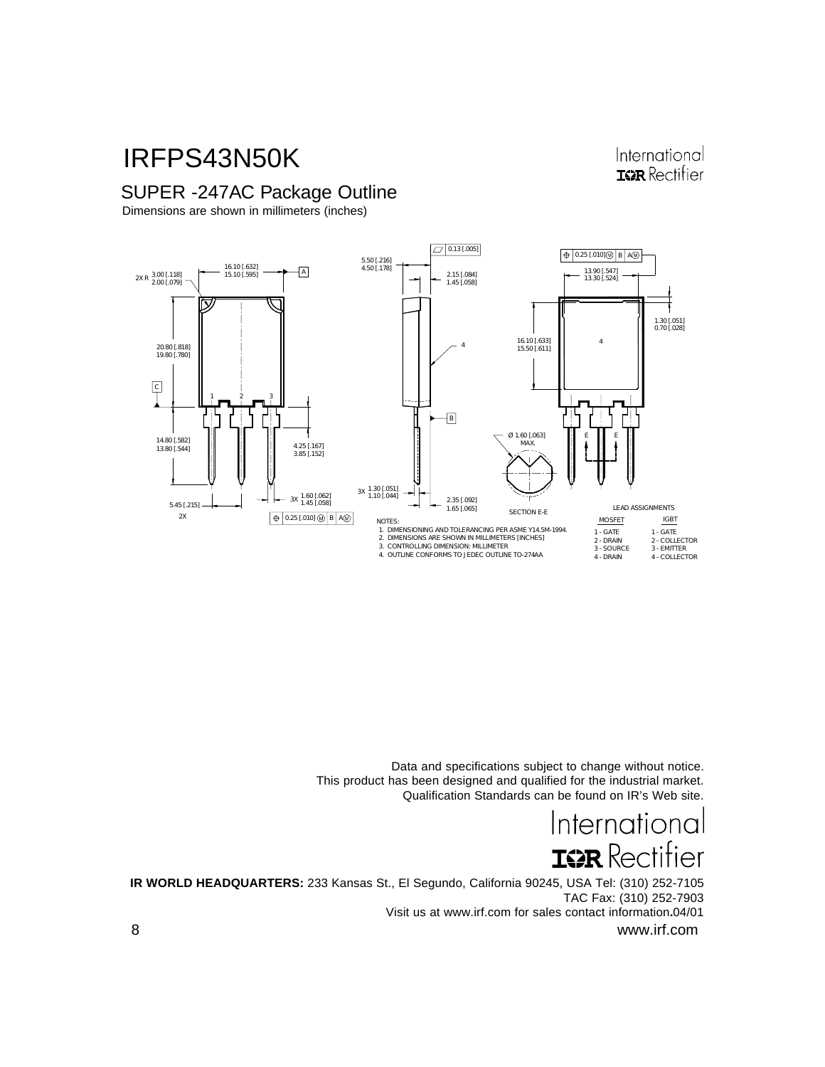# SUPER -247AC Package Outline

Dimensions are shown in millimeters (inches)

NOTES:

1. DIMENSIONING AND TOLERANCING PER ASME Y14.5M-1994.
2. DIMENSIONS ARE SHOWN IN MILLIMETERS [INCHES]
3. CONTROLLING DIMENSION: MILLIMETER
4. OUTLINE CONFORMS TO JEDEC OUTLINE TO-274AA

LEAD ASSIGNMENTS

| MOSFET | IGBT |
|---|---|
| 1 - GATE | 1 - GATE |
| 2 - DRAIN | 2 - COLLECTOR |
| 3 - SOURCE | 3 - EMITTER |
| 4 - DRAIN | 4 - COLLECTOR |

Data and specifications subject to change without notice.
This product has been designed and qualified for the industrial market.
Qualification Standards can be found on IR's Web site.

International
IOR Rectifier

**IR WORLD HEADQUARTERS:** 233 Kansas St., El Segundo, California 90245, USA Tel: (310) 252-7105
TAC Fax: (310) 252-7903
Visit us at www.irf.com for sales contact information**.**04/01